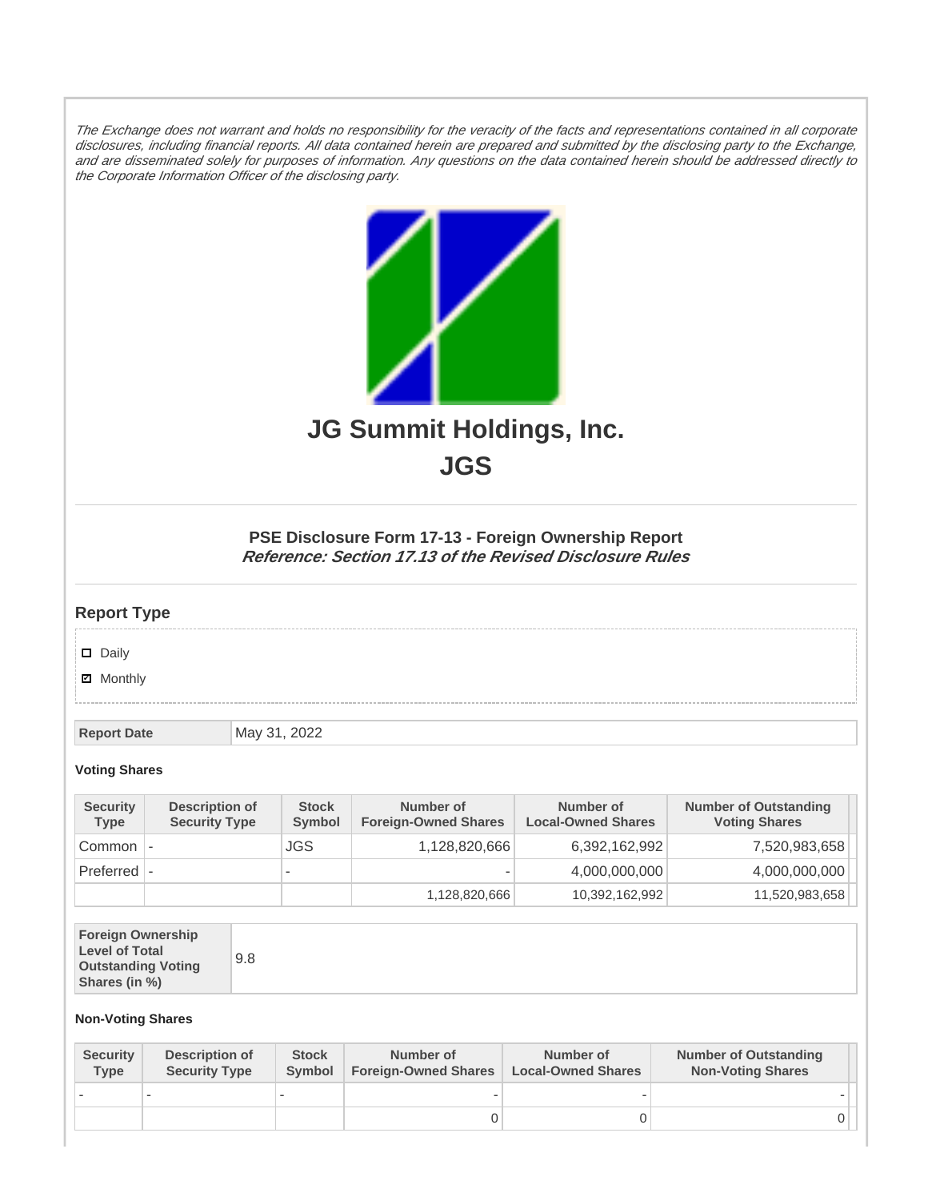*The Exchange does not warrant and holds no responsibility for the veracity of the facts and representations contained in all corporate disclosures, including financial reports. All data contained herein are prepared and submitted by the disclosing party to the Exchange, and are disseminated solely for purposes of information. Any questions on the data contained herein should be addressed directly to the Corporate Information Officer of the disclosing party.*

# JG Summit Holdings, Inc.

# JGS

### PSE Disclosure Form 17-13 - Foreign Ownership Report

***Reference: Section 17.13 of the Revised Disclosure Rules***

## Report Type

- ☐ Daily
- ☑ Monthly

| Report Date | May 31, 2022 |
|---|---|

**Voting Shares**

| Security Type | Description of Security Type | Stock Symbol | Number of Foreign-Owned Shares | Number of Local-Owned Shares | Number of Outstanding Voting Shares |
|---|---|---|---|---|---|
| Common | - | JGS | 1,128,820,666 | 6,392,162,992 | 7,520,983,658 |
| Preferred | - | - | - | 4,000,000,000 | 4,000,000,000 |
| | | | 1,128,820,666 | 10,392,162,992 | 11,520,983,658 |

| Foreign Ownership Level of Total Outstanding Voting Shares (in %) | 9.8 |
|---|---|

**Non-Voting Shares**

| Security Type | Description of Security Type | Stock Symbol | Number of Foreign-Owned Shares | Number of Local-Owned Shares | Number of Outstanding Non-Voting Shares |
|---|---|---|---|---|---|
| - | - | - | - | - | - |
| | | | 0 | 0 | 0 |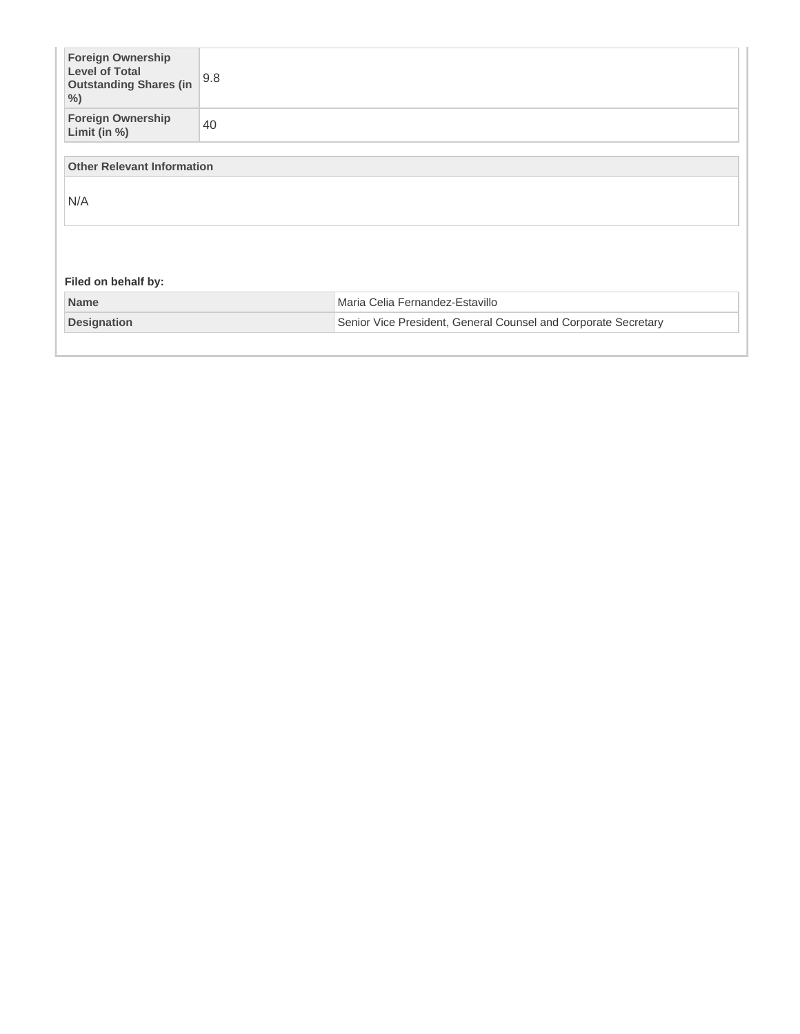| | |
|---|---|
| **Foreign Ownership Level of Total Outstanding Shares (in %)** | 9.8 |
| **Foreign Ownership Limit (in %)** | 40 |

| **Other Relevant Information** |
|---|
| N/A |

**Filed on behalf by:**

| | |
|---|---|
| **Name** | Maria Celia Fernandez-Estavillo |
| **Designation** | Senior Vice President, General Counsel and Corporate Secretary |